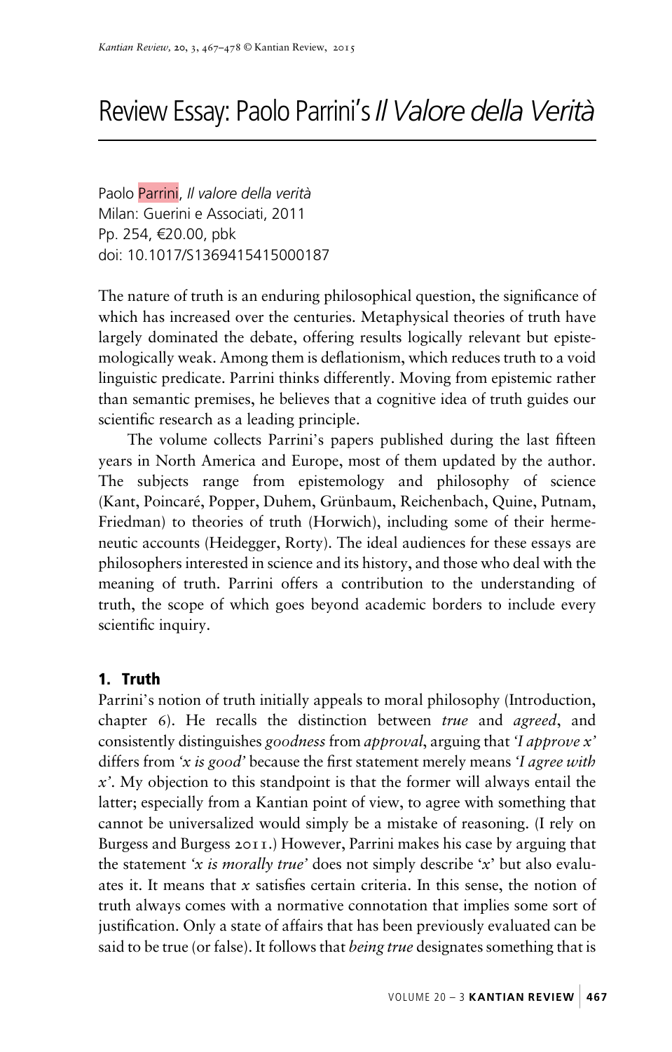# Review Essay: Paolo Parrini's *Il Valore della Verità*

Paolo Parrini, *Il valore della verità*
Milan: Guerini e Associati, 2011
Pp. 254, €20.00, pbk
doi: 10.1017/S1369415415000187

The nature of truth is an enduring philosophical question, the significance of which has increased over the centuries. Metaphysical theories of truth have largely dominated the debate, offering results logically relevant but epistemologically weak. Among them is deflationism, which reduces truth to a void linguistic predicate. Parrini thinks differently. Moving from epistemic rather than semantic premises, he believes that a cognitive idea of truth guides our scientific research as a leading principle.

The volume collects Parrini's papers published during the last fifteen years in North America and Europe, most of them updated by the author. The subjects range from epistemology and philosophy of science (Kant, Poincaré, Popper, Duhem, Grünbaum, Reichenbach, Quine, Putnam, Friedman) to theories of truth (Horwich), including some of their hermeneutic accounts (Heidegger, Rorty). The ideal audiences for these essays are philosophers interested in science and its history, and those who deal with the meaning of truth. Parrini offers a contribution to the understanding of truth, the scope of which goes beyond academic borders to include every scientific inquiry.

## 1. Truth

Parrini's notion of truth initially appeals to moral philosophy (Introduction, chapter 6). He recalls the distinction between *true* and *agreed*, and consistently distinguishes *goodness* from *approval*, arguing that *'I approve x'* differs from *'x is good'* because the first statement merely means *'I agree with x'*. My objection to this standpoint is that the former will always entail the latter; especially from a Kantian point of view, to agree with something that cannot be universalized would simply be a mistake of reasoning. (I rely on Burgess and Burgess 2011.) However, Parrini makes his case by arguing that the statement *'x is morally true'* does not simply describe '*x*' but also evaluates it. It means that *x* satisfies certain criteria. In this sense, the notion of truth always comes with a normative connotation that implies some sort of justification. Only a state of affairs that has been previously evaluated can be said to be true (or false). It follows that *being true* designates something that is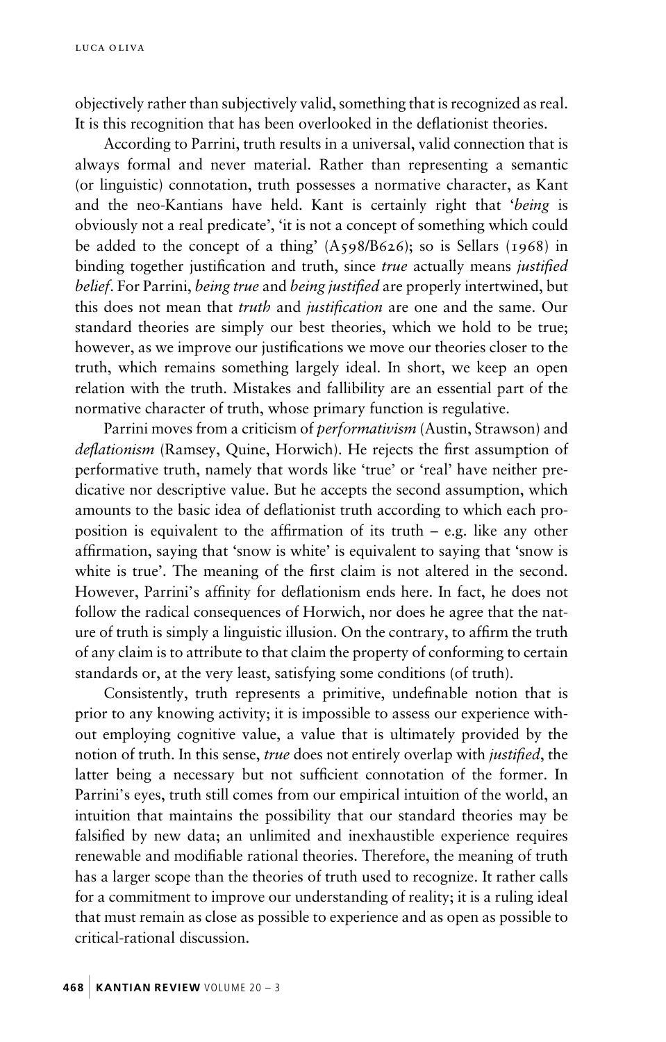objectively rather than subjectively valid, something that is recognized as real. It is this recognition that has been overlooked in the deflationist theories.

According to Parrini, truth results in a universal, valid connection that is always formal and never material. Rather than representing a semantic (or linguistic) connotation, truth possesses a normative character, as Kant and the neo-Kantians have held. Kant is certainly right that '*being* is obviously not a real predicate', 'it is not a concept of something which could be added to the concept of a thing' (A598/B626); so is Sellars (1968) in binding together justification and truth, since *true* actually means *justified belief*. For Parrini, *being true* and *being justified* are properly intertwined, but this does not mean that *truth* and *justification* are one and the same. Our standard theories are simply our best theories, which we hold to be true; however, as we improve our justifications we move our theories closer to the truth, which remains something largely ideal. In short, we keep an open relation with the truth. Mistakes and fallibility are an essential part of the normative character of truth, whose primary function is regulative.

Parrini moves from a criticism of *performativism* (Austin, Strawson) and *deflationism* (Ramsey, Quine, Horwich). He rejects the first assumption of performative truth, namely that words like 'true' or 'real' have neither predicative nor descriptive value. But he accepts the second assumption, which amounts to the basic idea of deflationist truth according to which each proposition is equivalent to the affirmation of its truth – e.g. like any other affirmation, saying that 'snow is white' is equivalent to saying that 'snow is white is true'. The meaning of the first claim is not altered in the second. However, Parrini's affinity for deflationism ends here. In fact, he does not follow the radical consequences of Horwich, nor does he agree that the nature of truth is simply a linguistic illusion. On the contrary, to affirm the truth of any claim is to attribute to that claim the property of conforming to certain standards or, at the very least, satisfying some conditions (of truth).

Consistently, truth represents a primitive, undefinable notion that is prior to any knowing activity; it is impossible to assess our experience without employing cognitive value, a value that is ultimately provided by the notion of truth. In this sense, *true* does not entirely overlap with *justified*, the latter being a necessary but not sufficient connotation of the former. In Parrini's eyes, truth still comes from our empirical intuition of the world, an intuition that maintains the possibility that our standard theories may be falsified by new data; an unlimited and inexhaustible experience requires renewable and modifiable rational theories. Therefore, the meaning of truth has a larger scope than the theories of truth used to recognize. It rather calls for a commitment to improve our understanding of reality; it is a ruling ideal that must remain as close as possible to experience and as open as possible to critical-rational discussion.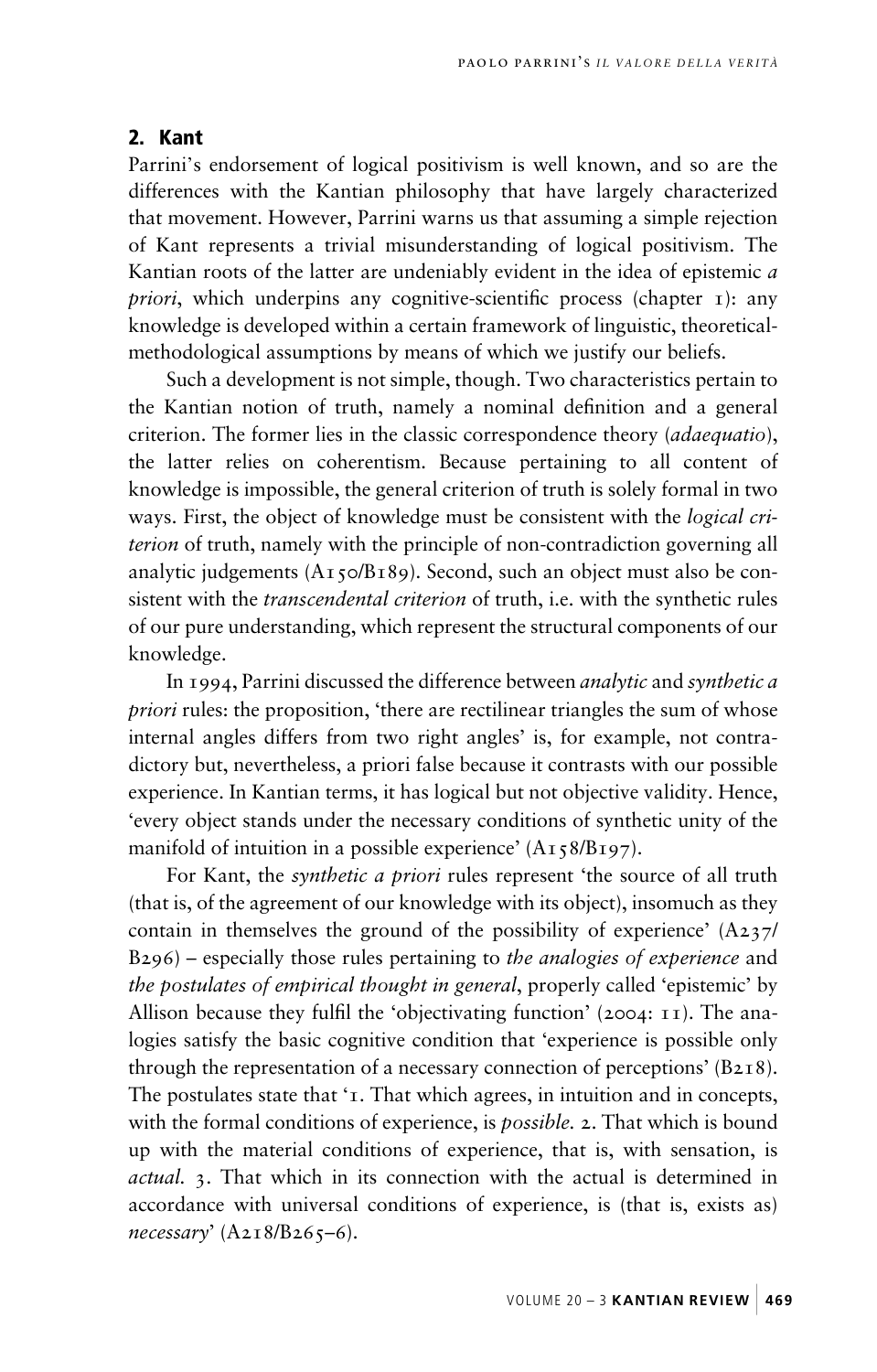## 2. Kant

Parrini's endorsement of logical positivism is well known, and so are the differences with the Kantian philosophy that have largely characterized that movement. However, Parrini warns us that assuming a simple rejection of Kant represents a trivial misunderstanding of logical positivism. The Kantian roots of the latter are undeniably evident in the idea of epistemic *a priori*, which underpins any cognitive-scientific process (chapter 1): any knowledge is developed within a certain framework of linguistic, theoretical-methodological assumptions by means of which we justify our beliefs.

Such a development is not simple, though. Two characteristics pertain to the Kantian notion of truth, namely a nominal definition and a general criterion. The former lies in the classic correspondence theory (*adaequatio*), the latter relies on coherentism. Because pertaining to all content of knowledge is impossible, the general criterion of truth is solely formal in two ways. First, the object of knowledge must be consistent with the *logical criterion* of truth, namely with the principle of non-contradiction governing all analytic judgements (A150/B189). Second, such an object must also be consistent with the *transcendental criterion* of truth, i.e. with the synthetic rules of our pure understanding, which represent the structural components of our knowledge.

In 1994, Parrini discussed the difference between *analytic* and *synthetic a priori* rules: the proposition, 'there are rectilinear triangles the sum of whose internal angles differs from two right angles' is, for example, not contradictory but, nevertheless, a priori false because it contrasts with our possible experience. In Kantian terms, it has logical but not objective validity. Hence, 'every object stands under the necessary conditions of synthetic unity of the manifold of intuition in a possible experience' (A158/B197).

For Kant, the *synthetic a priori* rules represent 'the source of all truth (that is, of the agreement of our knowledge with its object), insomuch as they contain in themselves the ground of the possibility of experience' (A237/B296) – especially those rules pertaining to *the analogies of experience* and *the postulates of empirical thought in general*, properly called 'epistemic' by Allison because they fulfil the 'objectivating function' (2004: 11). The analogies satisfy the basic cognitive condition that 'experience is possible only through the representation of a necessary connection of perceptions' (B218). The postulates state that '1. That which agrees, in intuition and in concepts, with the formal conditions of experience, is *possible*. 2. That which is bound up with the material conditions of experience, that is, with sensation, is *actual*. 3. That which in its connection with the actual is determined in accordance with universal conditions of experience, is (that is, exists as) *necessary*' (A218/B265–6).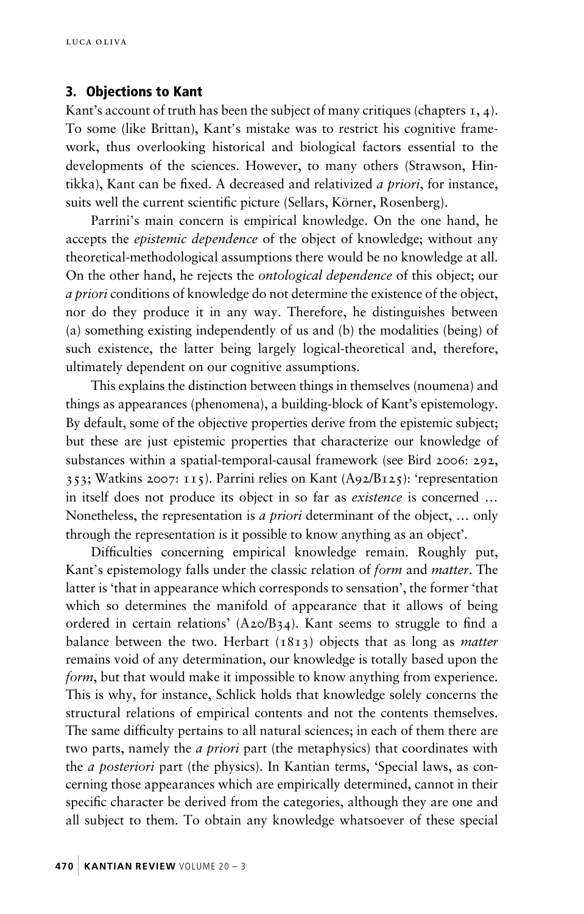## 3. Objections to Kant

Kant's account of truth has been the subject of many critiques (chapters 1, 4). To some (like Brittan), Kant's mistake was to restrict his cognitive framework, thus overlooking historical and biological factors essential to the developments of the sciences. However, to many others (Strawson, Hintikka), Kant can be fixed. A decreased and relativized *a priori*, for instance, suits well the current scientific picture (Sellars, Körner, Rosenberg).

Parrini's main concern is empirical knowledge. On the one hand, he accepts the *epistemic dependence* of the object of knowledge; without any theoretical-methodological assumptions there would be no knowledge at all. On the other hand, he rejects the *ontological dependence* of this object; our *a priori* conditions of knowledge do not determine the existence of the object, nor do they produce it in any way. Therefore, he distinguishes between (a) something existing independently of us and (b) the modalities (being) of such existence, the latter being largely logical-theoretical and, therefore, ultimately dependent on our cognitive assumptions.

This explains the distinction between things in themselves (noumena) and things as appearances (phenomena), a building-block of Kant's epistemology. By default, some of the objective properties derive from the epistemic subject; but these are just epistemic properties that characterize our knowledge of substances within a spatial-temporal-causal framework (see Bird 2006: 292, 353; Watkins 2007: 115). Parrini relies on Kant (A92/B125): 'representation in itself does not produce its object in so far as *existence* is concerned … Nonetheless, the representation is *a priori* determinant of the object, … only through the representation is it possible to know anything as an object'.

Difficulties concerning empirical knowledge remain. Roughly put, Kant's epistemology falls under the classic relation of *form* and *matter*. The latter is 'that in appearance which corresponds to sensation', the former 'that which so determines the manifold of appearance that it allows of being ordered in certain relations' (A20/B34). Kant seems to struggle to find a balance between the two. Herbart (1813) objects that as long as *matter* remains void of any determination, our knowledge is totally based upon the *form*, but that would make it impossible to know anything from experience. This is why, for instance, Schlick holds that knowledge solely concerns the structural relations of empirical contents and not the contents themselves. The same difficulty pertains to all natural sciences; in each of them there are two parts, namely the *a priori* part (the metaphysics) that coordinates with the *a posteriori* part (the physics). In Kantian terms, 'Special laws, as concerning those appearances which are empirically determined, cannot in their specific character be derived from the categories, although they are one and all subject to them. To obtain any knowledge whatsoever of these special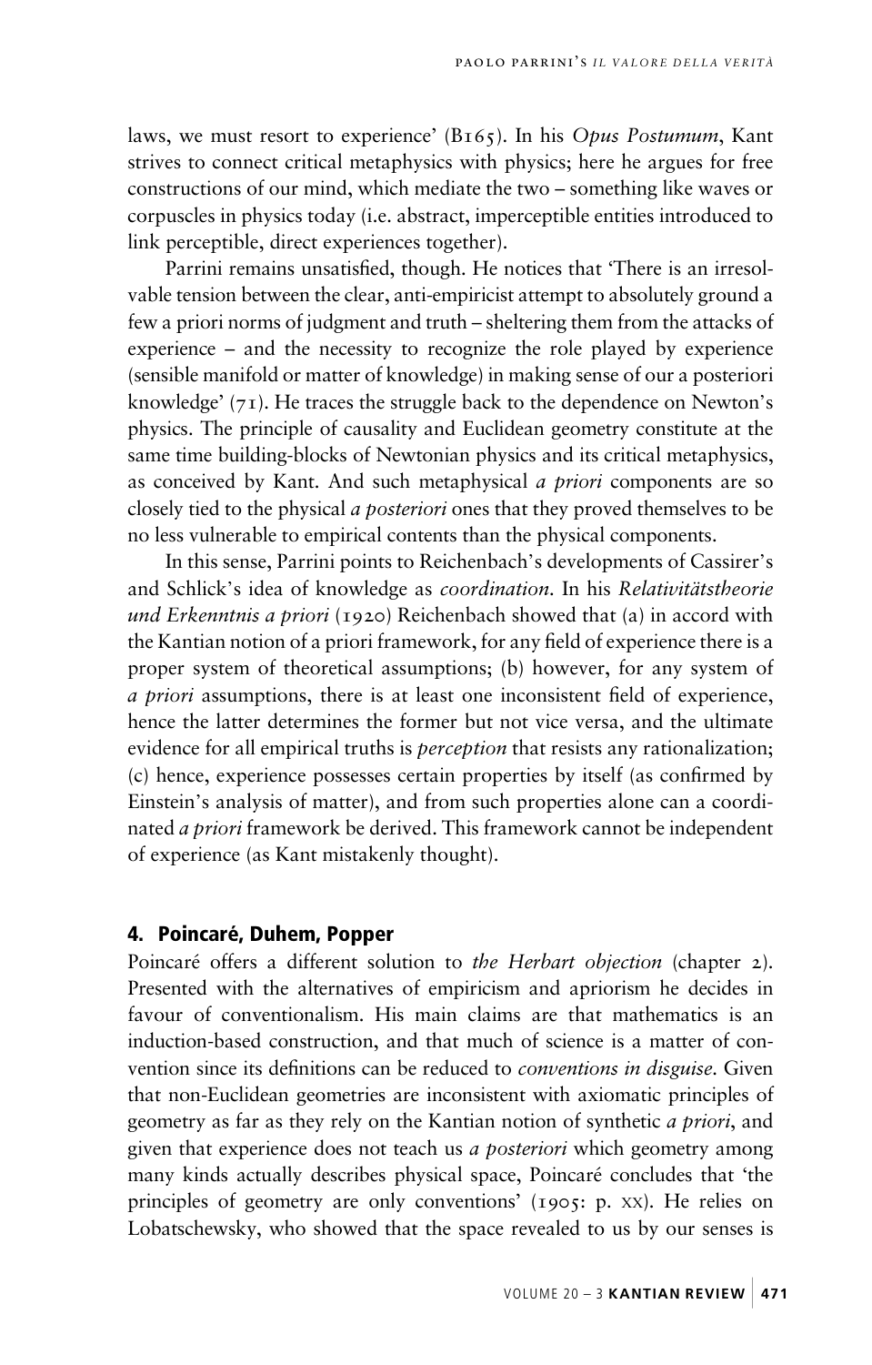laws, we must resort to experience' (B165). In his *Opus Postumum*, Kant strives to connect critical metaphysics with physics; here he argues for free constructions of our mind, which mediate the two – something like waves or corpuscles in physics today (i.e. abstract, imperceptible entities introduced to link perceptible, direct experiences together).

Parrini remains unsatisfied, though. He notices that 'There is an irresolvable tension between the clear, anti-empiricist attempt to absolutely ground a few a priori norms of judgment and truth – sheltering them from the attacks of experience – and the necessity to recognize the role played by experience (sensible manifold or matter of knowledge) in making sense of our a posteriori knowledge' (71). He traces the struggle back to the dependence on Newton's physics. The principle of causality and Euclidean geometry constitute at the same time building-blocks of Newtonian physics and its critical metaphysics, as conceived by Kant. And such metaphysical *a priori* components are so closely tied to the physical *a posteriori* ones that they proved themselves to be no less vulnerable to empirical contents than the physical components.

In this sense, Parrini points to Reichenbach's developments of Cassirer's and Schlick's idea of knowledge as *coordination*. In his *Relativitätstheorie und Erkenntnis a priori* (1920) Reichenbach showed that (a) in accord with the Kantian notion of a priori framework, for any field of experience there is a proper system of theoretical assumptions; (b) however, for any system of *a priori* assumptions, there is at least one inconsistent field of experience, hence the latter determines the former but not vice versa, and the ultimate evidence for all empirical truths is *perception* that resists any rationalization; (c) hence, experience possesses certain properties by itself (as confirmed by Einstein's analysis of matter), and from such properties alone can a coordinated *a priori* framework be derived. This framework cannot be independent of experience (as Kant mistakenly thought).

## 4. Poincaré, Duhem, Popper

Poincaré offers a different solution to *the Herbart objection* (chapter 2). Presented with the alternatives of empiricism and apriorism he decides in favour of conventionalism. His main claims are that mathematics is an induction-based construction, and that much of science is a matter of convention since its definitions can be reduced to *conventions in disguise*. Given that non-Euclidean geometries are inconsistent with axiomatic principles of geometry as far as they rely on the Kantian notion of synthetic *a priori*, and given that experience does not teach us *a posteriori* which geometry among many kinds actually describes physical space, Poincaré concludes that 'the principles of geometry are only conventions' (1905: p. xx). He relies on Lobatschewsky, who showed that the space revealed to us by our senses is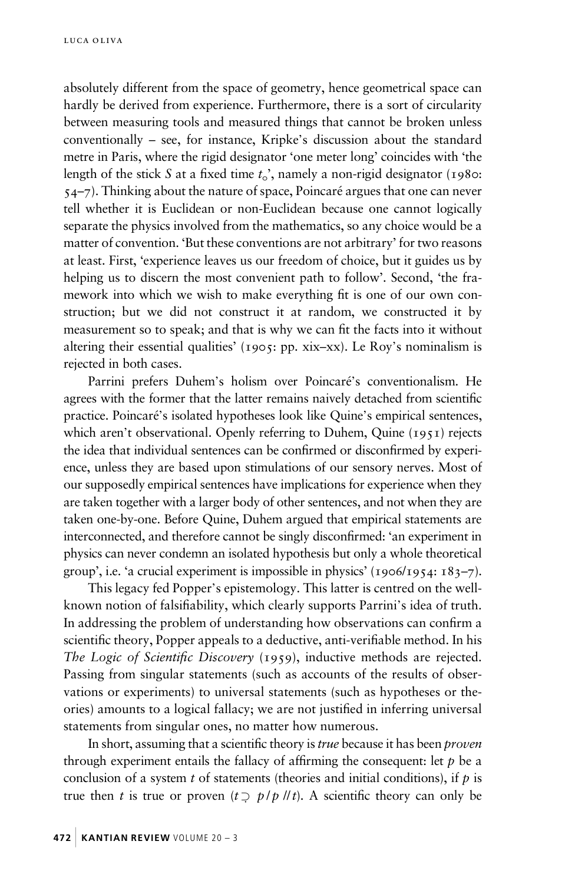absolutely different from the space of geometry, hence geometrical space can hardly be derived from experience. Furthermore, there is a sort of circularity between measuring tools and measured things that cannot be broken unless conventionally – see, for instance, Kripke's discussion about the standard metre in Paris, where the rigid designator 'one meter long' coincides with 'the length of the stick *S* at a fixed time $t_o$', namely a non-rigid designator (1980: 54–7). Thinking about the nature of space, Poincaré argues that one can never tell whether it is Euclidean or non-Euclidean because one cannot logically separate the physics involved from the mathematics, so any choice would be a matter of convention. 'But these conventions are not arbitrary' for two reasons at least. First, 'experience leaves us our freedom of choice, but it guides us by helping us to discern the most convenient path to follow'. Second, 'the framework into which we wish to make everything fit is one of our own construction; but we did not construct it at random, we constructed it by measurement so to speak; and that is why we can fit the facts into it without altering their essential qualities' (1905: pp. xix–xx). Le Roy's nominalism is rejected in both cases.

Parrini prefers Duhem's holism over Poincaré's conventionalism. He agrees with the former that the latter remains naively detached from scientific practice. Poincaré's isolated hypotheses look like Quine's empirical sentences, which aren't observational. Openly referring to Duhem, Quine (1951) rejects the idea that individual sentences can be confirmed or disconfirmed by experience, unless they are based upon stimulations of our sensory nerves. Most of our supposedly empirical sentences have implications for experience when they are taken together with a larger body of other sentences, and not when they are taken one-by-one. Before Quine, Duhem argued that empirical statements are interconnected, and therefore cannot be singly disconfirmed: 'an experiment in physics can never condemn an isolated hypothesis but only a whole theoretical group', i.e. 'a crucial experiment is impossible in physics' (1906/1954: 183–7).

This legacy fed Popper's epistemology. This latter is centred on the well-known notion of falsifiability, which clearly supports Parrini's idea of truth. In addressing the problem of understanding how observations can confirm a scientific theory, Popper appeals to a deductive, anti-verifiable method. In his *The Logic of Scientific Discovery* (1959), inductive methods are rejected. Passing from singular statements (such as accounts of the results of observations or experiments) to universal statements (such as hypotheses or theories) amounts to a logical fallacy; we are not justified in inferring universal statements from singular ones, no matter how numerous.

In short, assuming that a scientific theory is *true* because it has been *proven* through experiment entails the fallacy of affirming the consequent: let *p* be a conclusion of a system *t* of statements (theories and initial conditions), if *p* is true then *t* is true or proven ($t \supset p / p \,//\, t$). A scientific theory can only be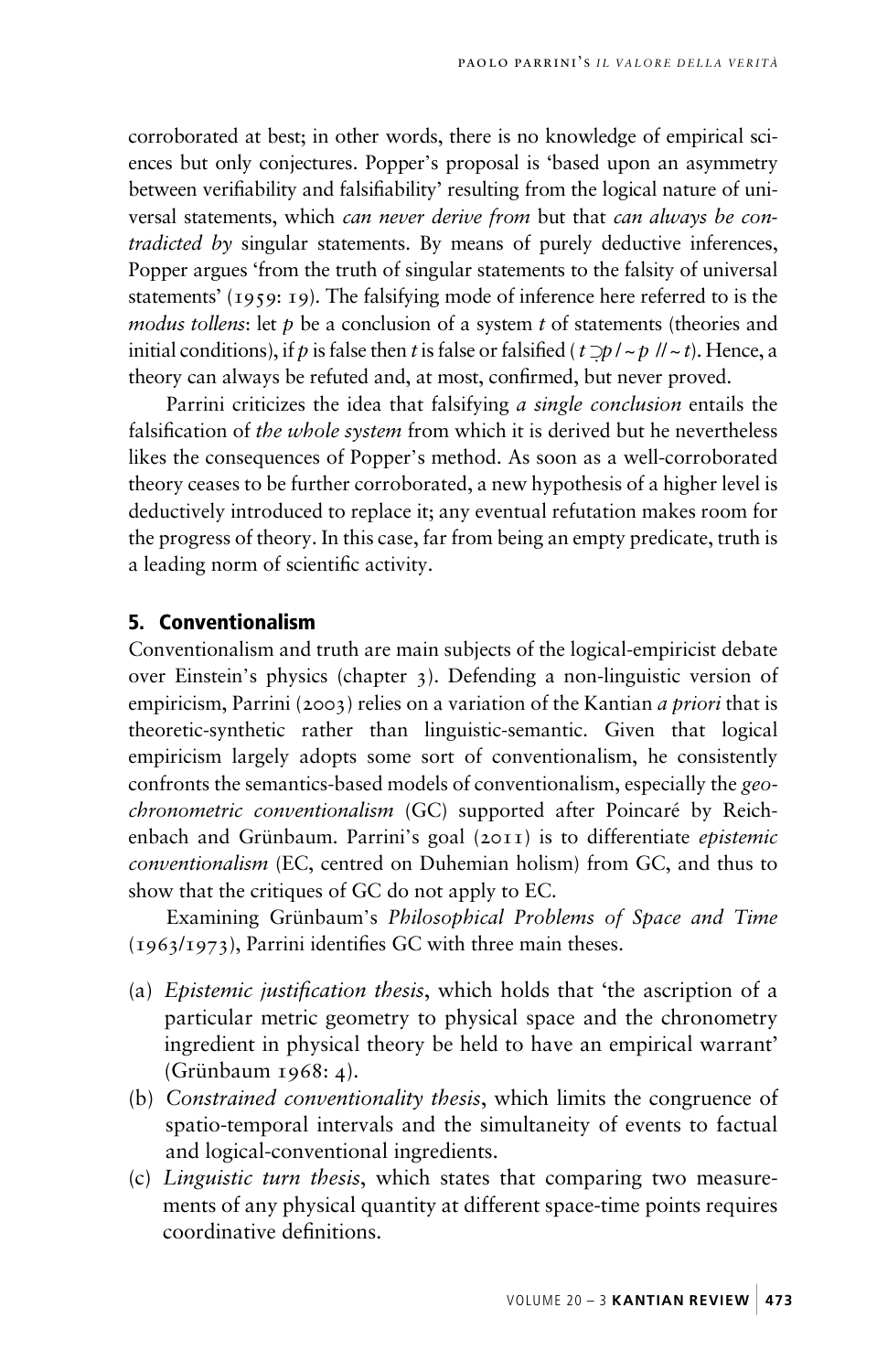corroborated at best; in other words, there is no knowledge of empirical sciences but only conjectures. Popper's proposal is 'based upon an asymmetry between verifiability and falsifiability' resulting from the logical nature of universal statements, which *can never derive from* but that *can always be contradicted by* singular statements. By means of purely deductive inferences, Popper argues 'from the truth of singular statements to the falsity of universal statements' (1959: 19). The falsifying mode of inference here referred to is the *modus tollens*: let $p$ be a conclusion of a system $t$ of statements (theories and initial conditions), if $p$ is false then $t$ is false or falsified ($t \supset p \,/ \sim p \;// \sim t$). Hence, a theory can always be refuted and, at most, confirmed, but never proved.

Parrini criticizes the idea that falsifying *a single conclusion* entails the falsification of *the whole system* from which it is derived but he nevertheless likes the consequences of Popper's method. As soon as a well-corroborated theory ceases to be further corroborated, a new hypothesis of a higher level is deductively introduced to replace it; any eventual refutation makes room for the progress of theory. In this case, far from being an empty predicate, truth is a leading norm of scientific activity.

## 5. Conventionalism

Conventionalism and truth are main subjects of the logical-empiricist debate over Einstein's physics (chapter 3). Defending a non-linguistic version of empiricism, Parrini (2003) relies on a variation of the Kantian *a priori* that is theoretic-synthetic rather than linguistic-semantic. Given that logical empiricism largely adopts some sort of conventionalism, he consistently confronts the semantics-based models of conventionalism, especially the *geochronometric conventionalism* (GC) supported after Poincaré by Reichenbach and Grünbaum. Parrini's goal (2011) is to differentiate *epistemic conventionalism* (EC, centred on Duhemian holism) from GC, and thus to show that the critiques of GC do not apply to EC.

Examining Grünbaum's *Philosophical Problems of Space and Time* (1963/1973), Parrini identifies GC with three main theses.

(a) *Epistemic justification thesis*, which holds that 'the ascription of a particular metric geometry to physical space and the chronometry ingredient in physical theory be held to have an empirical warrant' (Grünbaum 1968: 4).

(b) *Constrained conventionality thesis*, which limits the congruence of spatio-temporal intervals and the simultaneity of events to factual and logical-conventional ingredients.

(c) *Linguistic turn thesis*, which states that comparing two measurements of any physical quantity at different space-time points requires coordinative definitions.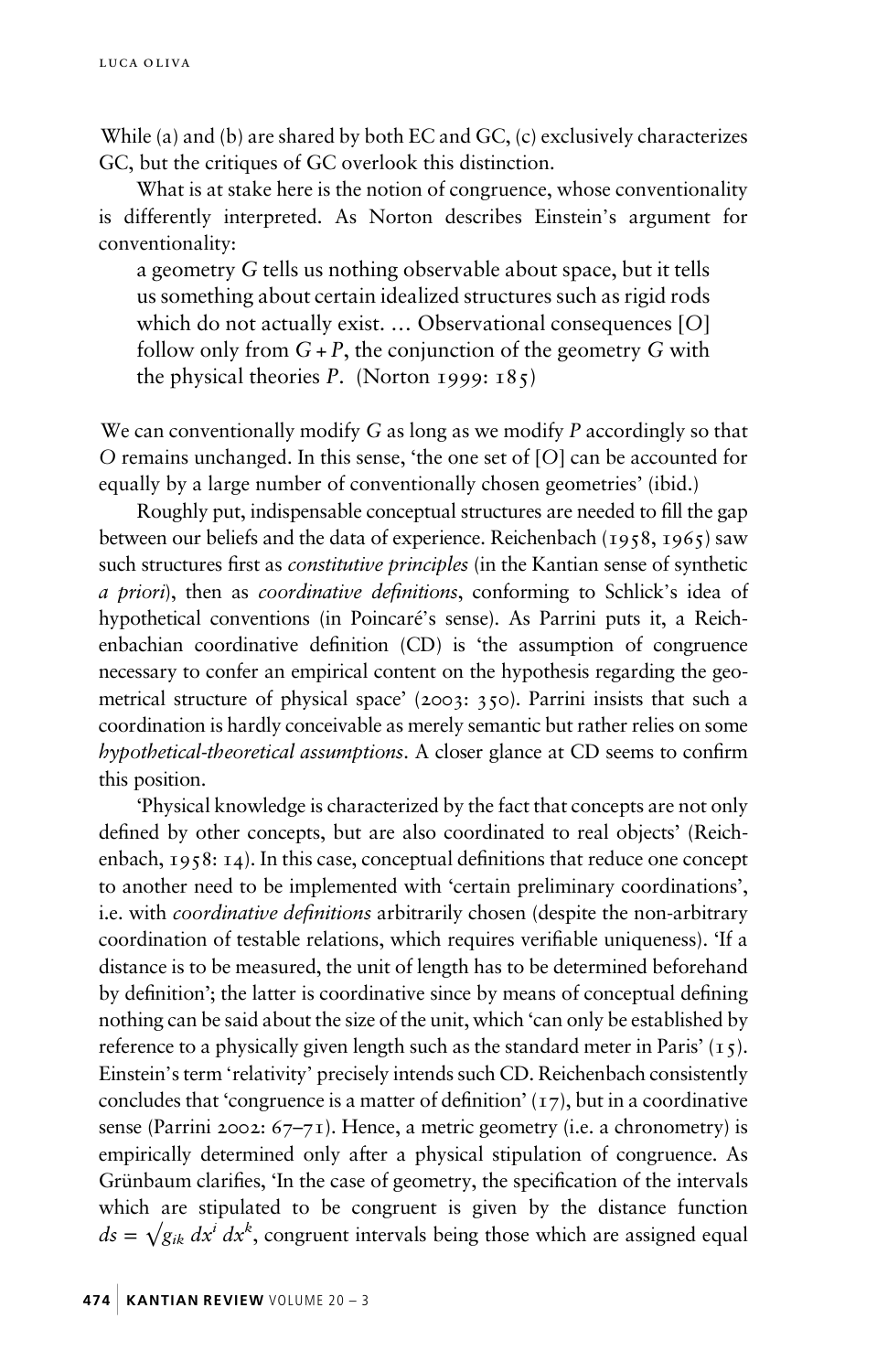While (a) and (b) are shared by both EC and GC, (c) exclusively characterizes GC, but the critiques of GC overlook this distinction.

What is at stake here is the notion of congruence, whose conventionality is differently interpreted. As Norton describes Einstein's argument for conventionality:

> a geometry *G* tells us nothing observable about space, but it tells us something about certain idealized structures such as rigid rods which do not actually exist. … Observational consequences [*O*] follow only from *G* + *P*, the conjunction of the geometry *G* with the physical theories *P*. (Norton 1999: 185)

We can conventionally modify *G* as long as we modify *P* accordingly so that *O* remains unchanged. In this sense, 'the one set of [*O*] can be accounted for equally by a large number of conventionally chosen geometries' (ibid.)

Roughly put, indispensable conceptual structures are needed to fill the gap between our beliefs and the data of experience. Reichenbach (1958, 1965) saw such structures first as *constitutive principles* (in the Kantian sense of synthetic *a priori*), then as *coordinative definitions*, conforming to Schlick's idea of hypothetical conventions (in Poincaré's sense). As Parrini puts it, a Reichenbachian coordinative definition (CD) is 'the assumption of congruence necessary to confer an empirical content on the hypothesis regarding the geometrical structure of physical space' (2003: 350). Parrini insists that such a coordination is hardly conceivable as merely semantic but rather relies on some *hypothetical-theoretical assumptions*. A closer glance at CD seems to confirm this position.

'Physical knowledge is characterized by the fact that concepts are not only defined by other concepts, but are also coordinated to real objects' (Reichenbach, 1958: 14). In this case, conceptual definitions that reduce one concept to another need to be implemented with 'certain preliminary coordinations', i.e. with *coordinative definitions* arbitrarily chosen (despite the non-arbitrary coordination of testable relations, which requires verifiable uniqueness). 'If a distance is to be measured, the unit of length has to be determined beforehand by definition'; the latter is coordinative since by means of conceptual defining nothing can be said about the size of the unit, which 'can only be established by reference to a physically given length such as the standard meter in Paris' (15). Einstein's term 'relativity' precisely intends such CD. Reichenbach consistently concludes that 'congruence is a matter of definition' (17), but in a coordinative sense (Parrini 2002: 67–71). Hence, a metric geometry (i.e. a chronometry) is empirically determined only after a physical stipulation of congruence. As Grünbaum clarifies, 'In the case of geometry, the specification of the intervals which are stipulated to be congruent is given by the distance function $ds = \sqrt{g_{ik}\, dx^i\, dx^k}$, congruent intervals being those which are assigned equal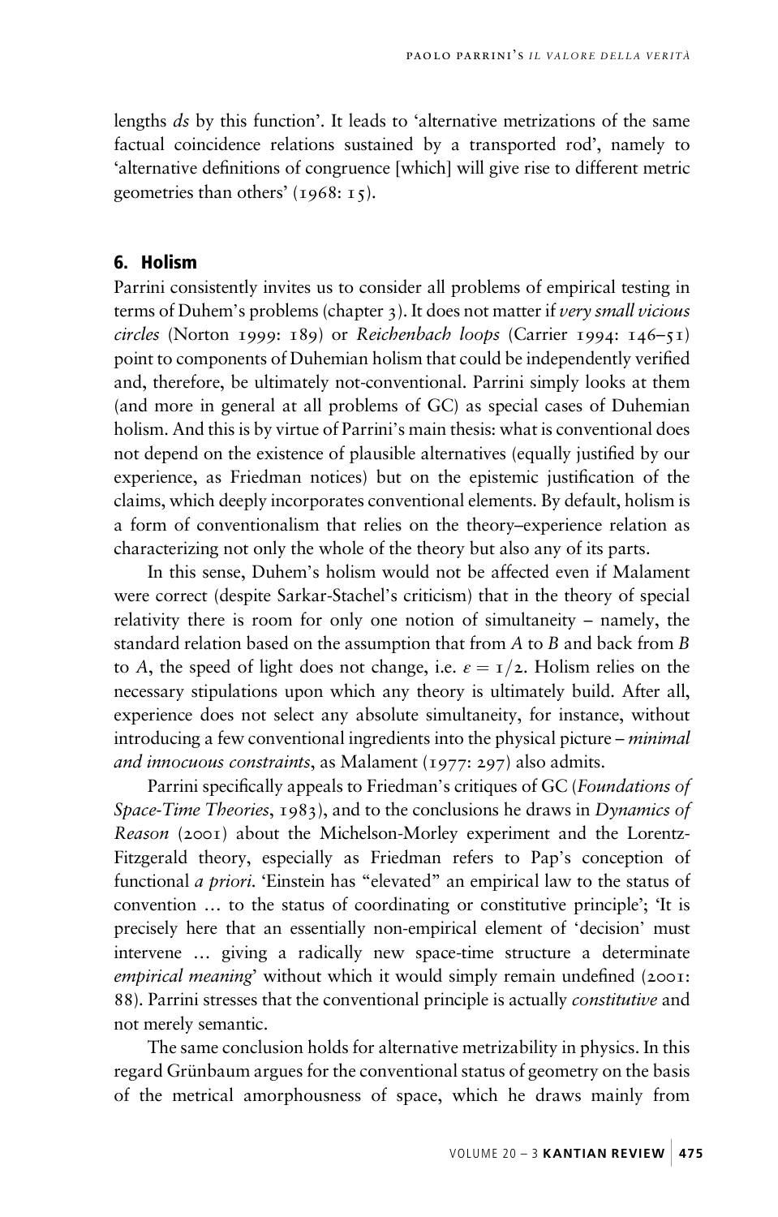lengths *ds* by this function'. It leads to 'alternative metrizations of the same factual coincidence relations sustained by a transported rod', namely to 'alternative definitions of congruence [which] will give rise to different metric geometries than others' (1968: 15).

## 6. Holism

Parrini consistently invites us to consider all problems of empirical testing in terms of Duhem's problems (chapter 3). It does not matter if *very small vicious circles* (Norton 1999: 189) or *Reichenbach loops* (Carrier 1994: 146–51) point to components of Duhemian holism that could be independently verified and, therefore, be ultimately not-conventional. Parrini simply looks at them (and more in general at all problems of GC) as special cases of Duhemian holism. And this is by virtue of Parrini's main thesis: what is conventional does not depend on the existence of plausible alternatives (equally justified by our experience, as Friedman notices) but on the epistemic justification of the claims, which deeply incorporates conventional elements. By default, holism is a form of conventionalism that relies on the theory–experience relation as characterizing not only the whole of the theory but also any of its parts.

In this sense, Duhem's holism would not be affected even if Malament were correct (despite Sarkar-Stachel's criticism) that in the theory of special relativity there is room for only one notion of simultaneity – namely, the standard relation based on the assumption that from *A* to *B* and back from *B* to *A*, the speed of light does not change, i.e. $\varepsilon = 1/2$. Holism relies on the necessary stipulations upon which any theory is ultimately build. After all, experience does not select any absolute simultaneity, for instance, without introducing a few conventional ingredients into the physical picture – *minimal and innocuous constraints*, as Malament (1977: 297) also admits.

Parrini specifically appeals to Friedman's critiques of GC (*Foundations of Space-Time Theories*, 1983), and to the conclusions he draws in *Dynamics of Reason* (2001) about the Michelson-Morley experiment and the Lorentz-Fitzgerald theory, especially as Friedman refers to Pap's conception of functional *a priori*. 'Einstein has "elevated" an empirical law to the status of convention … to the status of coordinating or constitutive principle'; 'It is precisely here that an essentially non-empirical element of 'decision' must intervene … giving a radically new space-time structure a determinate *empirical meaning*' without which it would simply remain undefined (2001: 88). Parrini stresses that the conventional principle is actually *constitutive* and not merely semantic.

The same conclusion holds for alternative metrizability in physics. In this regard Grünbaum argues for the conventional status of geometry on the basis of the metrical amorphousness of space, which he draws mainly from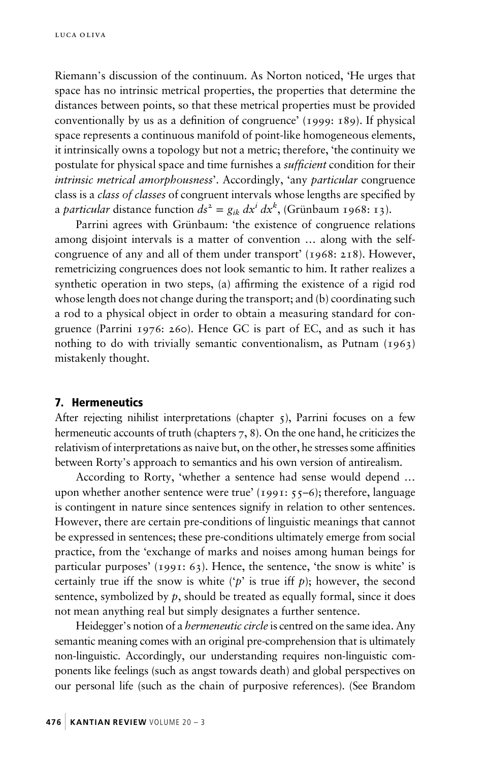Riemann's discussion of the continuum. As Norton noticed, 'He urges that space has no intrinsic metrical properties, the properties that determine the distances between points, so that these metrical properties must be provided conventionally by us as a definition of congruence' (1999: 189). If physical space represents a continuous manifold of point-like homogeneous elements, it intrinsically owns a topology but not a metric; therefore, 'the continuity we postulate for physical space and time furnishes a *sufficient* condition for their *intrinsic metrical amorphousness*'. Accordingly, 'any *particular* congruence class is a *class of classes* of congruent intervals whose lengths are specified by a *particular* distance function $ds^2 = g_{ik}\, dx^i\, dx^k$, (Grünbaum 1968: 13).

Parrini agrees with Grünbaum: 'the existence of congruence relations among disjoint intervals is a matter of convention … along with the self-congruence of any and all of them under transport' (1968: 218). However, remetricizing congruences does not look semantic to him. It rather realizes a synthetic operation in two steps, (a) affirming the existence of a rigid rod whose length does not change during the transport; and (b) coordinating such a rod to a physical object in order to obtain a measuring standard for congruence (Parrini 1976: 260). Hence GC is part of EC, and as such it has nothing to do with trivially semantic conventionalism, as Putnam (1963) mistakenly thought.

## 7. Hermeneutics

After rejecting nihilist interpretations (chapter 5), Parrini focuses on a few hermeneutic accounts of truth (chapters 7, 8). On the one hand, he criticizes the relativism of interpretations as naive but, on the other, he stresses some affinities between Rorty's approach to semantics and his own version of antirealism.

According to Rorty, 'whether a sentence had sense would depend … upon whether another sentence were true' (1991: 55–6); therefore, language is contingent in nature since sentences signify in relation to other sentences. However, there are certain pre-conditions of linguistic meanings that cannot be expressed in sentences; these pre-conditions ultimately emerge from social practice, from the 'exchange of marks and noises among human beings for particular purposes' (1991: 63). Hence, the sentence, 'the snow is white' is certainly true iff the snow is white ('*p*' is true iff *p*); however, the second sentence, symbolized by *p*, should be treated as equally formal, since it does not mean anything real but simply designates a further sentence.

Heidegger's notion of a *hermeneutic circle* is centred on the same idea. Any semantic meaning comes with an original pre-comprehension that is ultimately non-linguistic. Accordingly, our understanding requires non-linguistic components like feelings (such as angst towards death) and global perspectives on our personal life (such as the chain of purposive references). (See Brandom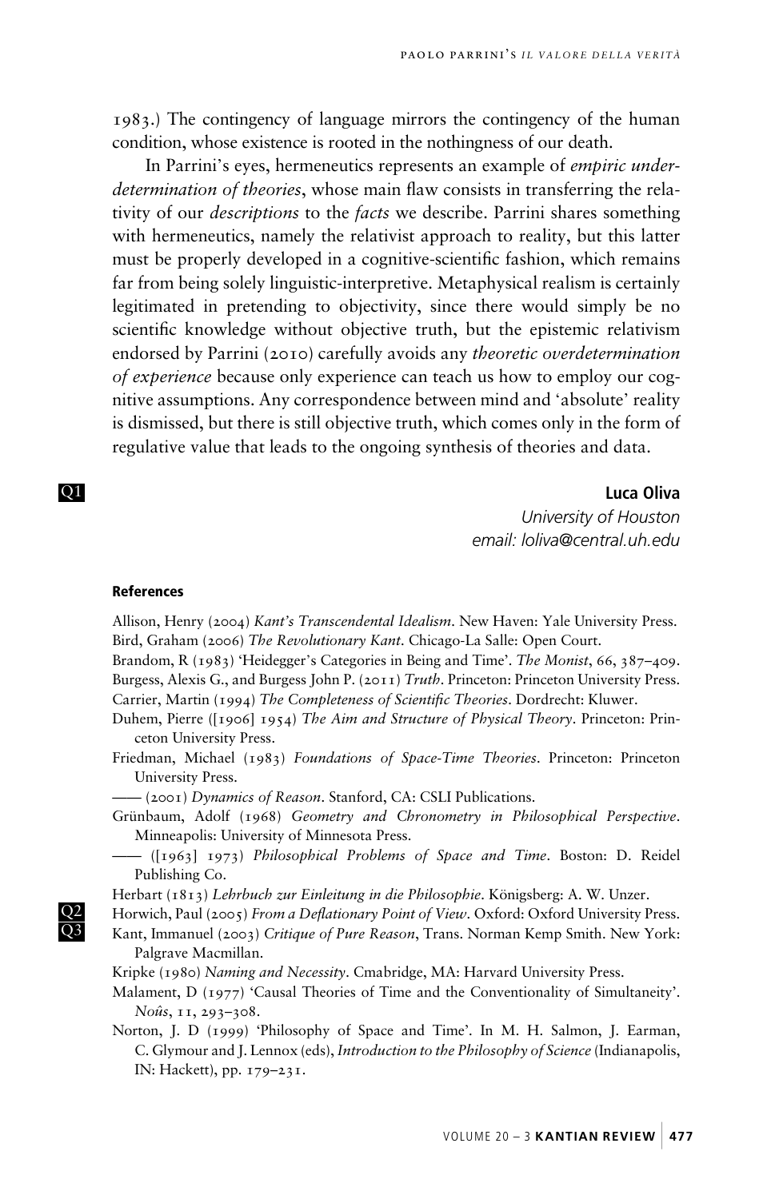1983.) The contingency of language mirrors the contingency of the human condition, whose existence is rooted in the nothingness of our death.

In Parrini's eyes, hermeneutics represents an example of *empiric underdetermination of theories*, whose main flaw consists in transferring the relativity of our *descriptions* to the *facts* we describe. Parrini shares something with hermeneutics, namely the relativist approach to reality, but this latter must be properly developed in a cognitive-scientific fashion, which remains far from being solely linguistic-interpretive. Metaphysical realism is certainly legitimated in pretending to objectivity, since there would simply be no scientific knowledge without objective truth, but the epistemic relativism endorsed by Parrini (2010) carefully avoids any *theoretic overdetermination of experience* because only experience can teach us how to employ our cognitive assumptions. Any correspondence between mind and 'absolute' reality is dismissed, but there is still objective truth, which comes only in the form of regulative value that leads to the ongoing synthesis of theories and data.

Q1

**Luca Oliva**
*University of Houston*
*email: loliva@central.uh.edu*

#### References

Allison, Henry (2004) *Kant's Transcendental Idealism*. New Haven: Yale University Press.

Bird, Graham (2006) *The Revolutionary Kant*. Chicago-La Salle: Open Court.

Brandom, R (1983) 'Heidegger's Categories in Being and Time'. *The Monist*, 66, 387–409.

Burgess, Alexis G., and Burgess John P. (2011) *Truth*. Princeton: Princeton University Press.

Carrier, Martin (1994) *The Completeness of Scientific Theories*. Dordrecht: Kluwer.

Duhem, Pierre ([1906] 1954) *The Aim and Structure of Physical Theory*. Princeton: Princeton University Press.

Friedman, Michael (1983) *Foundations of Space-Time Theories*. Princeton: Princeton University Press.

—— (2001) *Dynamics of Reason*. Stanford, CA: CSLI Publications.

Grünbaum, Adolf (1968) *Geometry and Chronometry in Philosophical Perspective*. Minneapolis: University of Minnesota Press.

—— ([1963] 1973) *Philosophical Problems of Space and Time*. Boston: D. Reidel Publishing Co.

Herbart (1813) *Lehrbuch zur Einleitung in die Philosophie*. Königsberg: A. W. Unzer.

Q2 Horwich, Paul (2005) *From a Deflationary Point of View*. Oxford: Oxford University Press.

Q3 Kant, Immanuel (2003) *Critique of Pure Reason*, Trans. Norman Kemp Smith. New York: Palgrave Macmillan.

Kripke (1980) *Naming and Necessity*. Cmabridge, MA: Harvard University Press.

Malament, D (1977) 'Causal Theories of Time and the Conventionality of Simultaneity'. *Noûs*, 11, 293–308.

Norton, J. D (1999) 'Philosophy of Space and Time'. In M. H. Salmon, J. Earman, C. Glymour and J. Lennox (eds), *Introduction to the Philosophy of Science* (Indianapolis, IN: Hackett), pp. 179–231.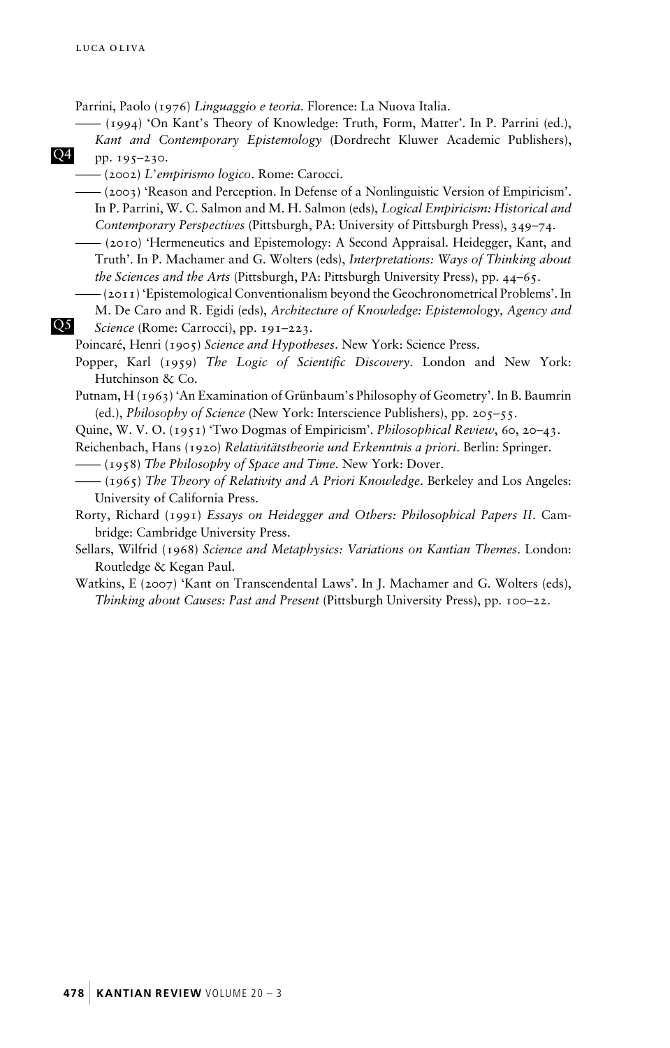Parrini, Paolo (1976) *Linguaggio e teoria*. Florence: La Nuova Italia.

—— (1994) 'On Kant's Theory of Knowledge: Truth, Form, Matter'. In P. Parrini (ed.), *Kant and Contemporary Epistemology* (Dordrecht Kluwer Academic Publishers), pp. 195–230.

—— (2002) *L'empirismo logico*. Rome: Carocci.

—— (2003) 'Reason and Perception. In Defense of a Nonlinguistic Version of Empiricism'. In P. Parrini, W. C. Salmon and M. H. Salmon (eds), *Logical Empiricism: Historical and Contemporary Perspectives* (Pittsburgh, PA: University of Pittsburgh Press), 349–74.

—— (2010) 'Hermeneutics and Epistemology: A Second Appraisal. Heidegger, Kant, and Truth'. In P. Machamer and G. Wolters (eds), *Interpretations: Ways of Thinking about the Sciences and the Arts* (Pittsburgh, PA: Pittsburgh University Press), pp. 44–65.

—— (2011) 'Epistemological Conventionalism beyond the Geochronometrical Problems'. In M. De Caro and R. Egidi (eds), *Architecture of Knowledge: Epistemology, Agency and Science* (Rome: Carrocci), pp. 191–223.

Poincaré, Henri (1905) *Science and Hypotheses*. New York: Science Press.

Popper, Karl (1959) *The Logic of Scientific Discovery*. London and New York: Hutchinson & Co.

Putnam, H (1963) 'An Examination of Grünbaum's Philosophy of Geometry'. In B. Baumrin (ed.), *Philosophy of Science* (New York: Interscience Publishers), pp. 205–55.

Quine, W. V. O. (1951) 'Two Dogmas of Empiricism'. *Philosophical Review*, 60, 20–43.

Reichenbach, Hans (1920) *Relativitätstheorie und Erkenntnis a priori*. Berlin: Springer.

—— (1958) *The Philosophy of Space and Time*. New York: Dover.

—— (1965) *The Theory of Relativity and A Priori Knowledge*. Berkeley and Los Angeles: University of California Press.

Rorty, Richard (1991) *Essays on Heidegger and Others: Philosophical Papers II*. Cambridge: Cambridge University Press.

Sellars, Wilfrid (1968) *Science and Metaphysics: Variations on Kantian Themes*. London: Routledge & Kegan Paul.

Watkins, E (2007) 'Kant on Transcendental Laws'. In J. Machamer and G. Wolters (eds), *Thinking about Causes: Past and Present* (Pittsburgh University Press), pp. 100–22.